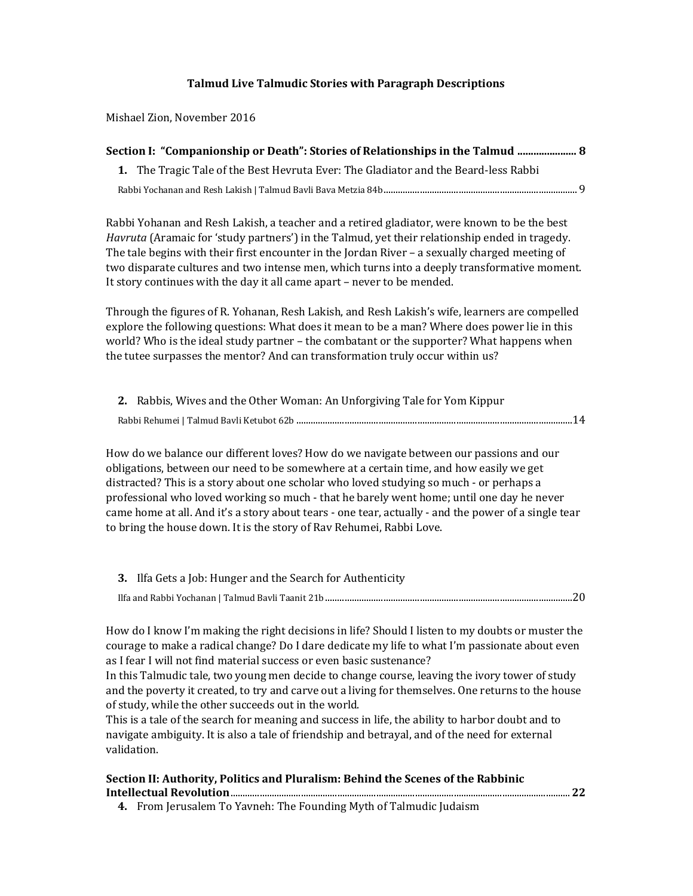# Talmud Live Talmudic Stories with Paragraph Descriptions

Mishael Zion, November 2016

## Section I: "Companionship or Death": Stories of Relationships in the Talmud ...................... 8

### 1. The Tragic Tale of the Best Hevruta Ever: The Gladiator and the Beard-less Rabbi

Rabbi Yochanan and Resh Lakish | Talmud Bavli Bava Metzia 84b ............................................................................................ 9

Rabbi Yohanan and Resh Lakish, a teacher and a retired gladiator, were known to be the best *Havruta* (Aramaic for 'study partners') in the Talmud, yet their relationship ended in tragedy. The tale begins with their first encounter in the Jordan River – a sexually charged meeting of two disparate cultures and two intense men, which turns into a deeply transformative moment. It story continues with the day it all came apart – never to be mended.

Through the figures of R. Yohanan, Resh Lakish, and Resh Lakish's wife, learners are compelled explore the following questions: What does it mean to be a man? Where does power lie in this world? Who is the ideal study partner – the combatant or the supporter? What happens when the tutee surpasses the mentor? And can transformation truly occur within us?

### 2. Rabbis, Wives and the Other Woman: An Unforgiving Tale for Yom Kippur

Rabbi Rehumei | Talmud Bavli Ketubot 62b ............................................................................................................14

How do we balance our different loves? How do we navigate between our passions and our obligations, between our need to be somewhere at a certain time, and how easily we get distracted? This is a story about one scholar who loved studying so much - or perhaps a professional who loved working so much - that he barely went home; until one day he never came home at all. And it's a story about tears - one tear, actually - and the power of a single tear to bring the house down. It is the story of Rav Rehumei, Rabbi Love.

### 3. Ilfa Gets a Job: Hunger and the Search for Authenticity

Ilfa and Rabbi Yochanan | Talmud Bavli Taanit 21b ...................................................................................................20

How do I know I'm making the right decisions in life? Should I listen to my doubts or muster the courage to make a radical change? Do I dare dedicate my life to what I'm passionate about even as I fear I will not find material success or even basic sustenance?
In this Talmudic tale, two young men decide to change course, leaving the ivory tower of study and the poverty it created, to try and carve out a living for themselves. One returns to the house of study, while the other succeeds out in the world.
This is a tale of the search for meaning and success in life, the ability to harbor doubt and to navigate ambiguity. It is also a tale of friendship and betrayal, and of the need for external validation.

## Section II: Authority, Politics and Pluralism: Behind the Scenes of the Rabbinic Intellectual Revolution.............................................................................................................................. 22

### 4. From Jerusalem To Yavneh: The Founding Myth of Talmudic Judaism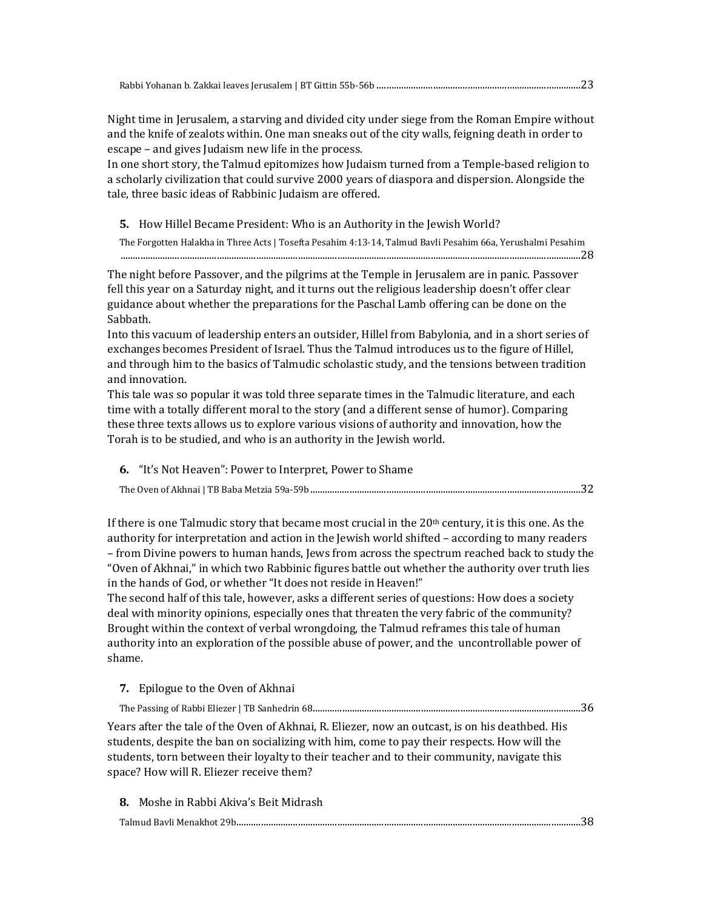Rabbi Yohanan b. Zakkai leaves Jerusalem | BT Gittin 55b-56b ....................................................................................23

Night time in Jerusalem, a starving and divided city under siege from the Roman Empire without and the knife of zealots within. One man sneaks out of the city walls, feigning death in order to escape – and gives Judaism new life in the process.
In one short story, the Talmud epitomizes how Judaism turned from a Temple-based religion to a scholarly civilization that could survive 2000 years of diaspora and dispersion. Alongside the tale, three basic ideas of Rabbinic Judaism are offered.

**5.** How Hillel Became President: Who is an Authority in the Jewish World?

The Forgotten Halakha in Three Acts | Tosefta Pesahim 4:13-14, Talmud Bavli Pesahim 66a, Yerushalmi Pesahim ....................................................................................28

The night before Passover, and the pilgrims at the Temple in Jerusalem are in panic. Passover fell this year on a Saturday night, and it turns out the religious leadership doesn't offer clear guidance about whether the preparations for the Paschal Lamb offering can be done on the Sabbath.
Into this vacuum of leadership enters an outsider, Hillel from Babylonia, and in a short series of exchanges becomes President of Israel. Thus the Talmud introduces us to the figure of Hillel, and through him to the basics of Talmudic scholastic study, and the tensions between tradition and innovation.
This tale was so popular it was told three separate times in the Talmudic literature, and each time with a totally different moral to the story (and a different sense of humor). Comparing these three texts allows us to explore various visions of authority and innovation, how the Torah is to be studied, and who is an authority in the Jewish world.

**6.** "It's Not Heaven": Power to Interpret, Power to Shame

The Oven of Akhnai | TB Baba Metzia 59a-59b ....................................................................................32

If there is one Talmudic story that became most crucial in the 20th century, it is this one. As the authority for interpretation and action in the Jewish world shifted – according to many readers – from Divine powers to human hands, Jews from across the spectrum reached back to study the "Oven of Akhnai," in which two Rabbinic figures battle out whether the authority over truth lies in the hands of God, or whether "It does not reside in Heaven!"
The second half of this tale, however, asks a different series of questions: How does a society deal with minority opinions, especially ones that threaten the very fabric of the community? Brought within the context of verbal wrongdoing, the Talmud reframes this tale of human authority into an exploration of the possible abuse of power, and the uncontrollable power of shame.

**7.** Epilogue to the Oven of Akhnai

The Passing of Rabbi Eliezer | TB Sanhedrin 68....................................................................................36

Years after the tale of the Oven of Akhnai, R. Eliezer, now an outcast, is on his deathbed. His students, despite the ban on socializing with him, come to pay their respects. How will the students, torn between their loyalty to their teacher and to their community, navigate this space? How will R. Eliezer receive them?

**8.** Moshe in Rabbi Akiva's Beit Midrash

Talmud Bavli Menakhot 29b....................................................................................38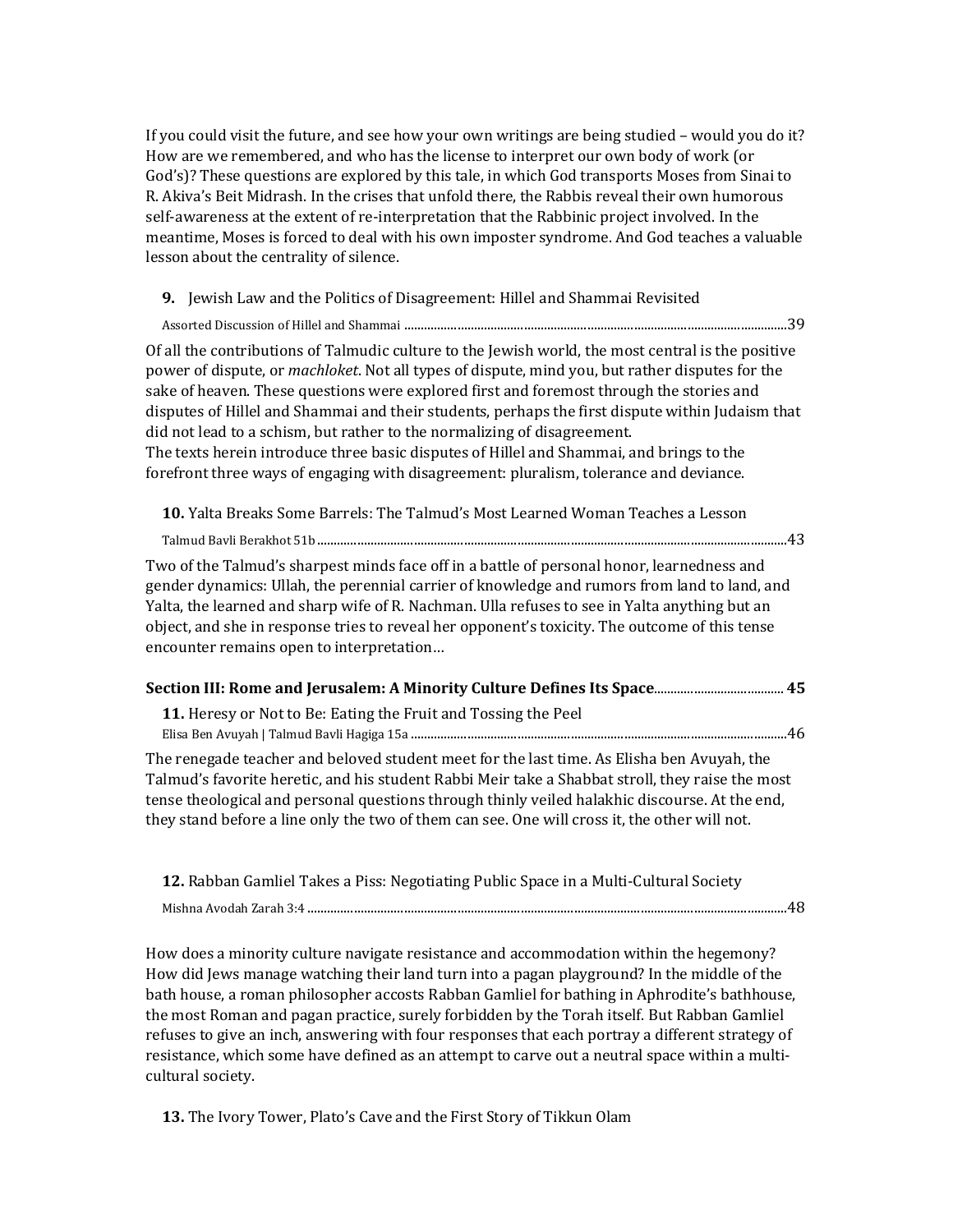If you could visit the future, and see how your own writings are being studied – would you do it? How are we remembered, and who has the license to interpret our own body of work (or God's)? These questions are explored by this tale, in which God transports Moses from Sinai to R. Akiva's Beit Midrash. In the crises that unfold there, the Rabbis reveal their own humorous self-awareness at the extent of re-interpretation that the Rabbinic project involved. In the meantime, Moses is forced to deal with his own imposter syndrome. And God teaches a valuable lesson about the centrality of silence.

**9.** Jewish Law and the Politics of Disagreement: Hillel and Shammai Revisited

Assorted Discussion of Hillel and Shammai ..................................................................................................................39

Of all the contributions of Talmudic culture to the Jewish world, the most central is the positive power of dispute, or *machloket*. Not all types of dispute, mind you, but rather disputes for the sake of heaven. These questions were explored first and foremost through the stories and disputes of Hillel and Shammai and their students, perhaps the first dispute within Judaism that did not lead to a schism, but rather to the normalizing of disagreement.
The texts herein introduce three basic disputes of Hillel and Shammai, and brings to the forefront three ways of engaging with disagreement: pluralism, tolerance and deviance.

**10.** Yalta Breaks Some Barrels: The Talmud's Most Learned Woman Teaches a Lesson

Talmud Bavli Berakhot 51b ...........................................................................................................................................43

Two of the Talmud's sharpest minds face off in a battle of personal honor, learnedness and gender dynamics: Ullah, the perennial carrier of knowledge and rumors from land to land, and Yalta, the learned and sharp wife of R. Nachman. Ulla refuses to see in Yalta anything but an object, and she in response tries to reveal her opponent's toxicity. The outcome of this tense encounter remains open to interpretation…

**Section III: Rome and Jerusalem: A Minority Culture Defines Its Space....................................... 45**

**11.** Heresy or Not to Be: Eating the Fruit and Tossing the Peel

Elisa Ben Avuyah | Talmud Bavli Hagiga 15a ...............................................................................................................46

The renegade teacher and beloved student meet for the last time. As Elisha ben Avuyah, the Talmud's favorite heretic, and his student Rabbi Meir take a Shabbat stroll, they raise the most tense theological and personal questions through thinly veiled halakhic discourse. At the end, they stand before a line only the two of them can see. One will cross it, the other will not.

**12.** Rabban Gamliel Takes a Piss: Negotiating Public Space in a Multi-Cultural Society

Mishna Avodah Zarah 3:4 ............................................................................................................................................48

How does a minority culture navigate resistance and accommodation within the hegemony? How did Jews manage watching their land turn into a pagan playground? In the middle of the bath house, a roman philosopher accosts Rabban Gamliel for bathing in Aphrodite's bathhouse, the most Roman and pagan practice, surely forbidden by the Torah itself. But Rabban Gamliel refuses to give an inch, answering with four responses that each portray a different strategy of resistance, which some have defined as an attempt to carve out a neutral space within a multi-cultural society.

**13.** The Ivory Tower, Plato's Cave and the First Story of Tikkun Olam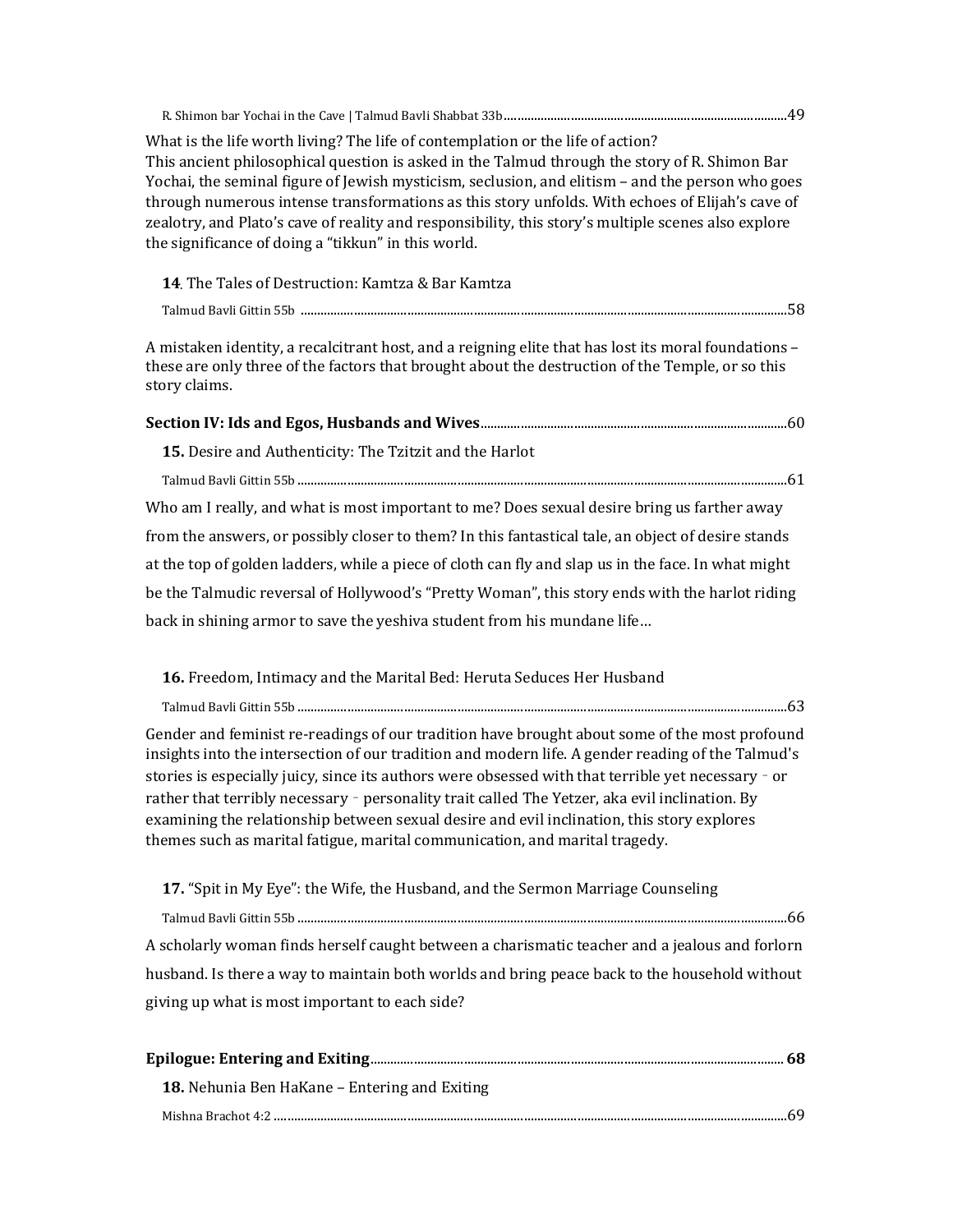R. Shimon bar Yochai in the Cave | Talmud Bavli Shabbat 33b....................................................................................49

What is the life worth living? The life of contemplation or the life of action?
This ancient philosophical question is asked in the Talmud through the story of R. Shimon Bar Yochai, the seminal figure of Jewish mysticism, seclusion, and elitism – and the person who goes through numerous intense transformations as this story unfolds. With echoes of Elijah's cave of zealotry, and Plato's cave of reality and responsibility, this story's multiple scenes also explore the significance of doing a "tikkun" in this world.

**14**. The Tales of Destruction: Kamtza & Bar Kamtza

Talmud Bavli Gittin 55b ....................................................................................................................................................58

A mistaken identity, a recalcitrant host, and a reigning elite that has lost its moral foundations – these are only three of the factors that brought about the destruction of the Temple, or so this story claims.

**Section IV: Ids and Egos, Husbands and Wives**............................................................................................60

**15.** Desire and Authenticity: The Tzitzit and the Harlot

Talmud Bavli Gittin 55b....................................................................................................................................................61

Who am I really, and what is most important to me? Does sexual desire bring us farther away from the answers, or possibly closer to them? In this fantastical tale, an object of desire stands at the top of golden ladders, while a piece of cloth can fly and slap us in the face. In what might be the Talmudic reversal of Hollywood's "Pretty Woman", this story ends with the harlot riding back in shining armor to save the yeshiva student from his mundane life…

**16.** Freedom, Intimacy and the Marital Bed: Heruta Seduces Her Husband

Talmud Bavli Gittin 55b....................................................................................................................................................63

Gender and feminist re-readings of our tradition have brought about some of the most profound insights into the intersection of our tradition and modern life. A gender reading of the Talmud's stories is especially juicy, since its authors were obsessed with that terrible yet necessary - or rather that terribly necessary - personality trait called The Yetzer, aka evil inclination. By examining the relationship between sexual desire and evil inclination, this story explores themes such as marital fatigue, marital communication, and marital tragedy.

**17.** "Spit in My Eye": the Wife, the Husband, and the Sermon Marriage Counseling

Talmud Bavli Gittin 55b....................................................................................................................................................66

A scholarly woman finds herself caught between a charismatic teacher and a jealous and forlorn husband. Is there a way to maintain both worlds and bring peace back to the household without giving up what is most important to each side?

**Epilogue: Entering and Exiting**........................................................................................................................**68**

**18.** Nehunia Ben HaKane – Entering and Exiting

Mishna Brachot 4:2 ...........................................................................................................................................................69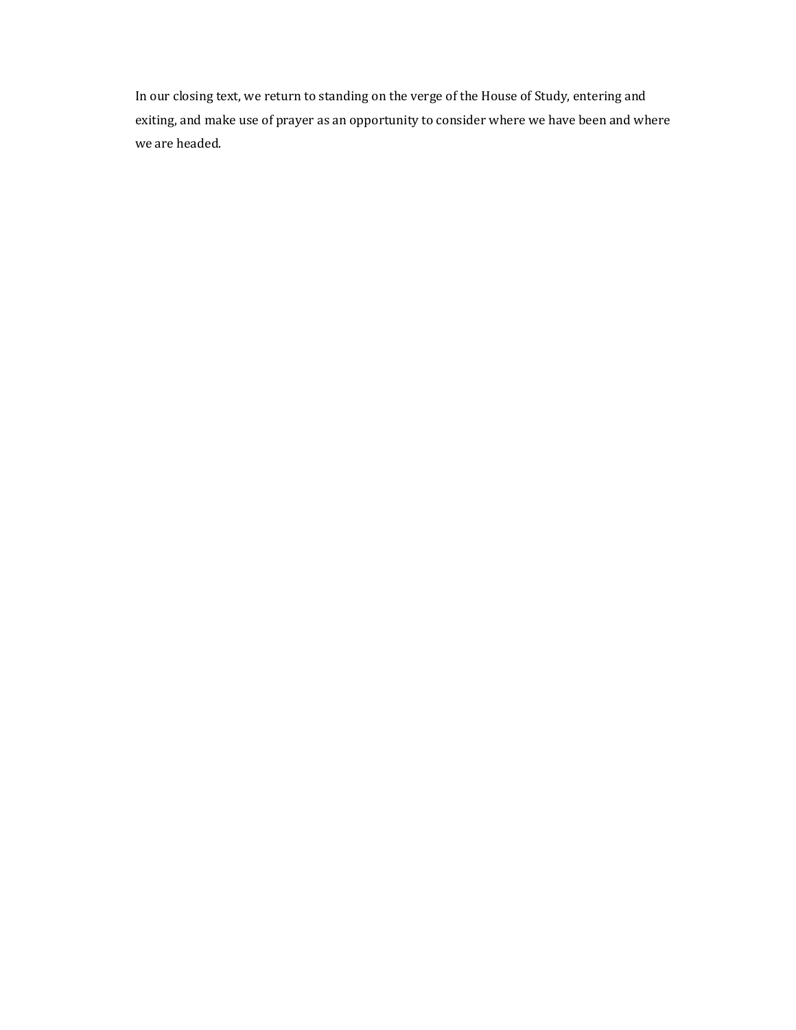In our closing text, we return to standing on the verge of the House of Study, entering and exiting, and make use of prayer as an opportunity to consider where we have been and where we are headed.